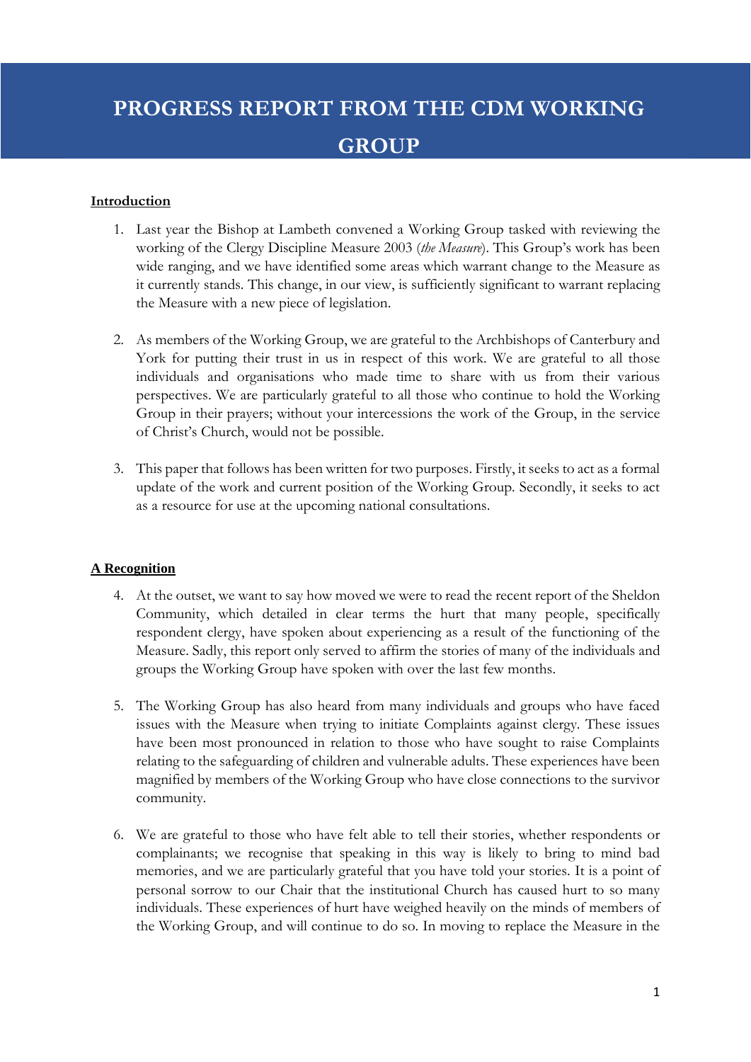# PROGRESS REPORT FROM THE CDM WORKING GROUP

**Introduction**

1. Last year the Bishop at Lambeth convened a Working Group tasked with reviewing the working of the Clergy Discipline Measure 2003 (*the Measure*). This Group's work has been wide ranging, and we have identified some areas which warrant change to the Measure as it currently stands. This change, in our view, is sufficiently significant to warrant replacing the Measure with a new piece of legislation.

2. As members of the Working Group, we are grateful to the Archbishops of Canterbury and York for putting their trust in us in respect of this work. We are grateful to all those individuals and organisations who made time to share with us from their various perspectives. We are particularly grateful to all those who continue to hold the Working Group in their prayers; without your intercessions the work of the Group, in the service of Christ's Church, would not be possible.

3. This paper that follows has been written for two purposes. Firstly, it seeks to act as a formal update of the work and current position of the Working Group. Secondly, it seeks to act as a resource for use at the upcoming national consultations.

**A Recognition**

4. At the outset, we want to say how moved we were to read the recent report of the Sheldon Community, which detailed in clear terms the hurt that many people, specifically respondent clergy, have spoken about experiencing as a result of the functioning of the Measure. Sadly, this report only served to affirm the stories of many of the individuals and groups the Working Group have spoken with over the last few months.

5. The Working Group has also heard from many individuals and groups who have faced issues with the Measure when trying to initiate Complaints against clergy. These issues have been most pronounced in relation to those who have sought to raise Complaints relating to the safeguarding of children and vulnerable adults. These experiences have been magnified by members of the Working Group who have close connections to the survivor community.

6. We are grateful to those who have felt able to tell their stories, whether respondents or complainants; we recognise that speaking in this way is likely to bring to mind bad memories, and we are particularly grateful that you have told your stories. It is a point of personal sorrow to our Chair that the institutional Church has caused hurt to so many individuals. These experiences of hurt have weighed heavily on the minds of members of the Working Group, and will continue to do so. In moving to replace the Measure in the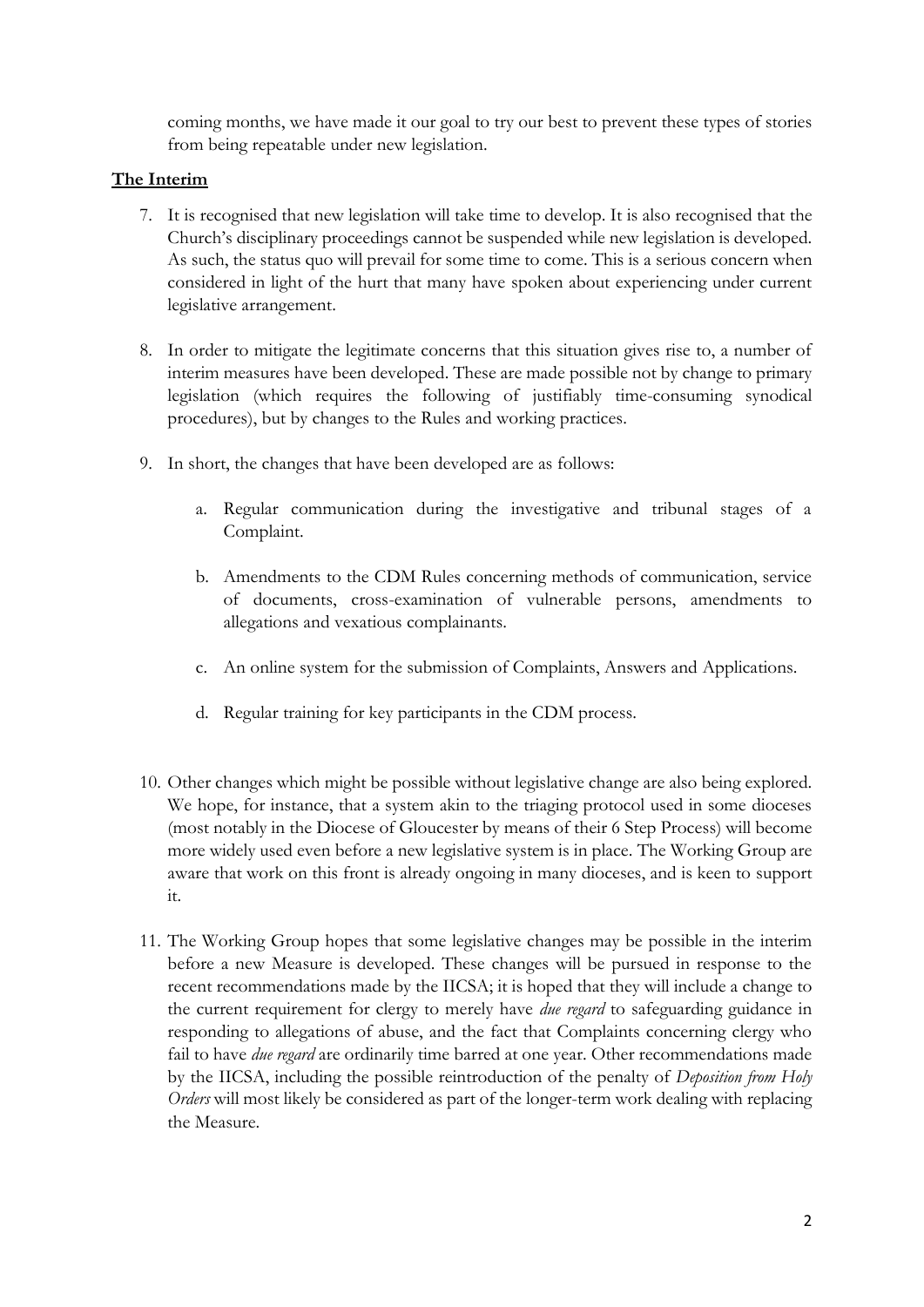coming months, we have made it our goal to try our best to prevent these types of stories from being repeatable under new legislation.

**The Interim**

7. It is recognised that new legislation will take time to develop. It is also recognised that the Church's disciplinary proceedings cannot be suspended while new legislation is developed. As such, the status quo will prevail for some time to come. This is a serious concern when considered in light of the hurt that many have spoken about experiencing under current legislative arrangement.

8. In order to mitigate the legitimate concerns that this situation gives rise to, a number of interim measures have been developed. These are made possible not by change to primary legislation (which requires the following of justifiably time-consuming synodical procedures), but by changes to the Rules and working practices.

9. In short, the changes that have been developed are as follows:

    a. Regular communication during the investigative and tribunal stages of a Complaint.

    b. Amendments to the CDM Rules concerning methods of communication, service of documents, cross-examination of vulnerable persons, amendments to allegations and vexatious complainants.

    c. An online system for the submission of Complaints, Answers and Applications.

    d. Regular training for key participants in the CDM process.

10. Other changes which might be possible without legislative change are also being explored. We hope, for instance, that a system akin to the triaging protocol used in some dioceses (most notably in the Diocese of Gloucester by means of their 6 Step Process) will become more widely used even before a new legislative system is in place. The Working Group are aware that work on this front is already ongoing in many dioceses, and is keen to support it.

11. The Working Group hopes that some legislative changes may be possible in the interim before a new Measure is developed. These changes will be pursued in response to the recent recommendations made by the IICSA; it is hoped that they will include a change to the current requirement for clergy to merely have *due regard* to safeguarding guidance in responding to allegations of abuse, and the fact that Complaints concerning clergy who fail to have *due regard* are ordinarily time barred at one year. Other recommendations made by the IICSA, including the possible reintroduction of the penalty of *Deposition from Holy Orders* will most likely be considered as part of the longer-term work dealing with replacing the Measure.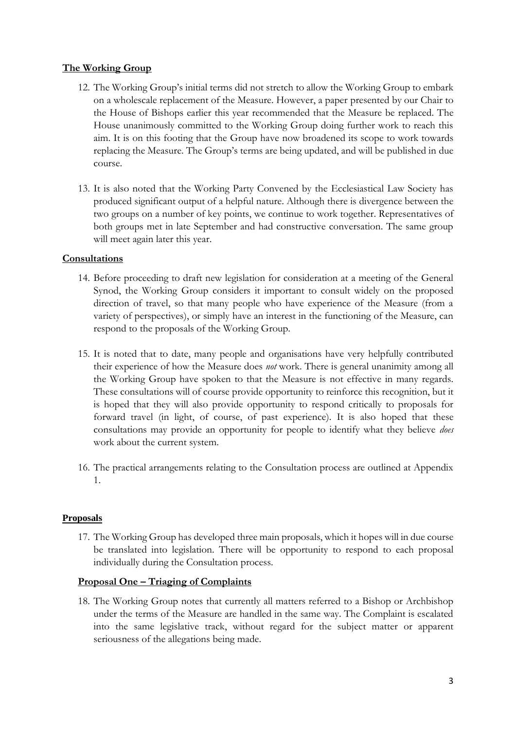**The Working Group**

12. The Working Group's initial terms did not stretch to allow the Working Group to embark on a wholescale replacement of the Measure. However, a paper presented by our Chair to the House of Bishops earlier this year recommended that the Measure be replaced. The House unanimously committed to the Working Group doing further work to reach this aim. It is on this footing that the Group have now broadened its scope to work towards replacing the Measure. The Group's terms are being updated, and will be published in due course.

13. It is also noted that the Working Party Convened by the Ecclesiastical Law Society has produced significant output of a helpful nature. Although there is divergence between the two groups on a number of key points, we continue to work together. Representatives of both groups met in late September and had constructive conversation. The same group will meet again later this year.

**Consultations**

14. Before proceeding to draft new legislation for consideration at a meeting of the General Synod, the Working Group considers it important to consult widely on the proposed direction of travel, so that many people who have experience of the Measure (from a variety of perspectives), or simply have an interest in the functioning of the Measure, can respond to the proposals of the Working Group.

15. It is noted that to date, many people and organisations have very helpfully contributed their experience of how the Measure does *not* work. There is general unanimity among all the Working Group have spoken to that the Measure is not effective in many regards. These consultations will of course provide opportunity to reinforce this recognition, but it is hoped that they will also provide opportunity to respond critically to proposals for forward travel (in light, of course, of past experience). It is also hoped that these consultations may provide an opportunity for people to identify what they believe *does* work about the current system.

16. The practical arrangements relating to the Consultation process are outlined at Appendix 1.

**Proposals**

17. The Working Group has developed three main proposals, which it hopes will in due course be translated into legislation. There will be opportunity to respond to each proposal individually during the Consultation process.

**Proposal One – Triaging of Complaints**

18. The Working Group notes that currently all matters referred to a Bishop or Archbishop under the terms of the Measure are handled in the same way. The Complaint is escalated into the same legislative track, without regard for the subject matter or apparent seriousness of the allegations being made.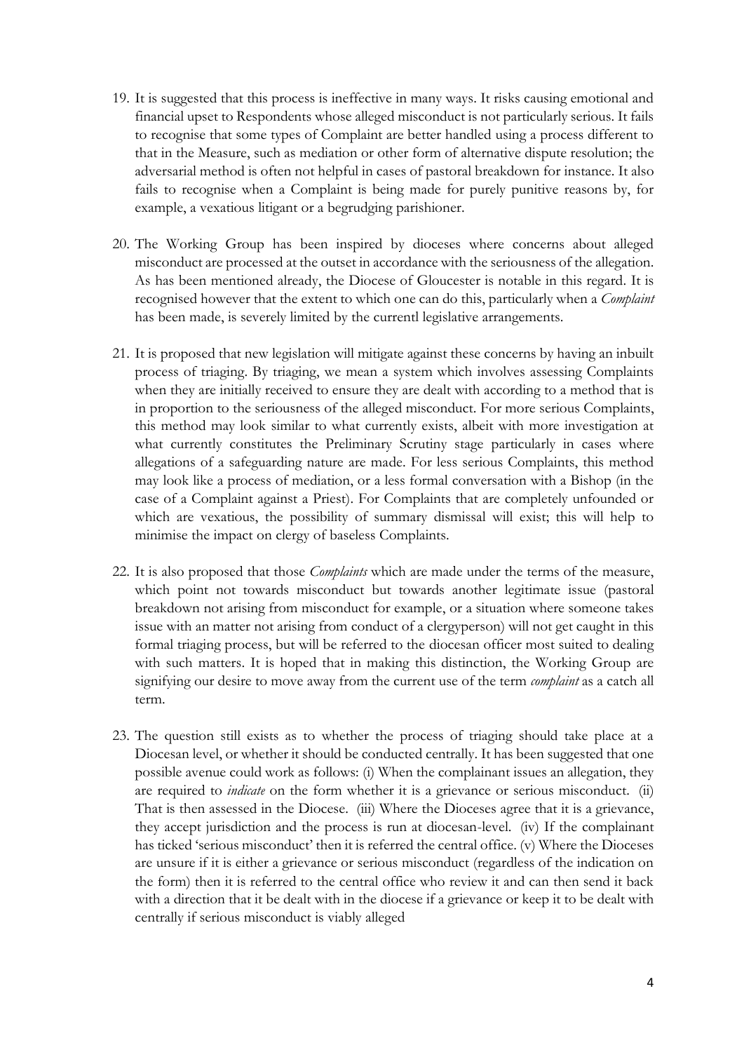19. It is suggested that this process is ineffective in many ways. It risks causing emotional and financial upset to Respondents whose alleged misconduct is not particularly serious. It fails to recognise that some types of Complaint are better handled using a process different to that in the Measure, such as mediation or other form of alternative dispute resolution; the adversarial method is often not helpful in cases of pastoral breakdown for instance. It also fails to recognise when a Complaint is being made for purely punitive reasons by, for example, a vexatious litigant or a begrudging parishioner.

20. The Working Group has been inspired by dioceses where concerns about alleged misconduct are processed at the outset in accordance with the seriousness of the allegation. As has been mentioned already, the Diocese of Gloucester is notable in this regard. It is recognised however that the extent to which one can do this, particularly when a *Complaint* has been made, is severely limited by the currentl legislative arrangements.

21. It is proposed that new legislation will mitigate against these concerns by having an inbuilt process of triaging. By triaging, we mean a system which involves assessing Complaints when they are initially received to ensure they are dealt with according to a method that is in proportion to the seriousness of the alleged misconduct. For more serious Complaints, this method may look similar to what currently exists, albeit with more investigation at what currently constitutes the Preliminary Scrutiny stage particularly in cases where allegations of a safeguarding nature are made. For less serious Complaints, this method may look like a process of mediation, or a less formal conversation with a Bishop (in the case of a Complaint against a Priest). For Complaints that are completely unfounded or which are vexatious, the possibility of summary dismissal will exist; this will help to minimise the impact on clergy of baseless Complaints.

22. It is also proposed that those *Complaints* which are made under the terms of the measure, which point not towards misconduct but towards another legitimate issue (pastoral breakdown not arising from misconduct for example, or a situation where someone takes issue with an matter not arising from conduct of a clergyperson) will not get caught in this formal triaging process, but will be referred to the diocesan officer most suited to dealing with such matters. It is hoped that in making this distinction, the Working Group are signifying our desire to move away from the current use of the term *complaint* as a catch all term.

23. The question still exists as to whether the process of triaging should take place at a Diocesan level, or whether it should be conducted centrally. It has been suggested that one possible avenue could work as follows: (i) When the complainant issues an allegation, they are required to *indicate* on the form whether it is a grievance or serious misconduct. (ii) That is then assessed in the Diocese. (iii) Where the Dioceses agree that it is a grievance, they accept jurisdiction and the process is run at diocesan-level. (iv) If the complainant has ticked 'serious misconduct' then it is referred the central office. (v) Where the Dioceses are unsure if it is either a grievance or serious misconduct (regardless of the indication on the form) then it is referred to the central office who review it and can then send it back with a direction that it be dealt with in the diocese if a grievance or keep it to be dealt with centrally if serious misconduct is viably alleged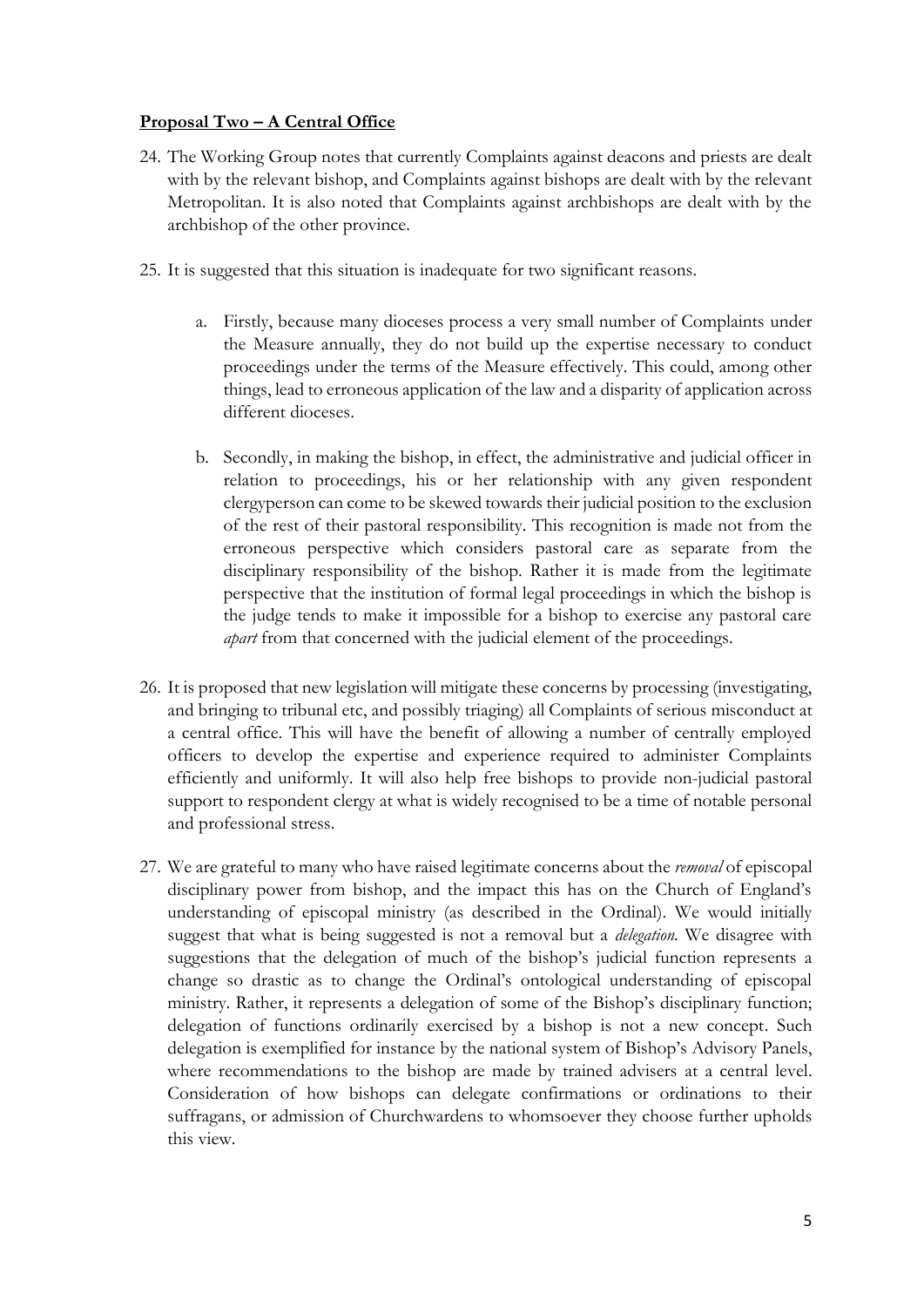**Proposal Two – A Central Office**

24. The Working Group notes that currently Complaints against deacons and priests are dealt with by the relevant bishop, and Complaints against bishops are dealt with by the relevant Metropolitan. It is also noted that Complaints against archbishops are dealt with by the archbishop of the other province.

25. It is suggested that this situation is inadequate for two significant reasons.

    a. Firstly, because many dioceses process a very small number of Complaints under the Measure annually, they do not build up the expertise necessary to conduct proceedings under the terms of the Measure effectively. This could, among other things, lead to erroneous application of the law and a disparity of application across different dioceses.

    b. Secondly, in making the bishop, in effect, the administrative and judicial officer in relation to proceedings, his or her relationship with any given respondent clergyperson can come to be skewed towards their judicial position to the exclusion of the rest of their pastoral responsibility. This recognition is made not from the erroneous perspective which considers pastoral care as separate from the disciplinary responsibility of the bishop. Rather it is made from the legitimate perspective that the institution of formal legal proceedings in which the bishop is the judge tends to make it impossible for a bishop to exercise any pastoral care *apart* from that concerned with the judicial element of the proceedings.

26. It is proposed that new legislation will mitigate these concerns by processing (investigating, and bringing to tribunal etc, and possibly triaging) all Complaints of serious misconduct at a central office. This will have the benefit of allowing a number of centrally employed officers to develop the expertise and experience required to administer Complaints efficiently and uniformly. It will also help free bishops to provide non-judicial pastoral support to respondent clergy at what is widely recognised to be a time of notable personal and professional stress.

27. We are grateful to many who have raised legitimate concerns about the *removal* of episcopal disciplinary power from bishop, and the impact this has on the Church of England's understanding of episcopal ministry (as described in the Ordinal). We would initially suggest that what is being suggested is not a removal but a *delegation*. We disagree with suggestions that the delegation of much of the bishop's judicial function represents a change so drastic as to change the Ordinal's ontological understanding of episcopal ministry. Rather, it represents a delegation of some of the Bishop's disciplinary function; delegation of functions ordinarily exercised by a bishop is not a new concept. Such delegation is exemplified for instance by the national system of Bishop's Advisory Panels, where recommendations to the bishop are made by trained advisers at a central level. Consideration of how bishops can delegate confirmations or ordinations to their suffragans, or admission of Churchwardens to whomsoever they choose further upholds this view.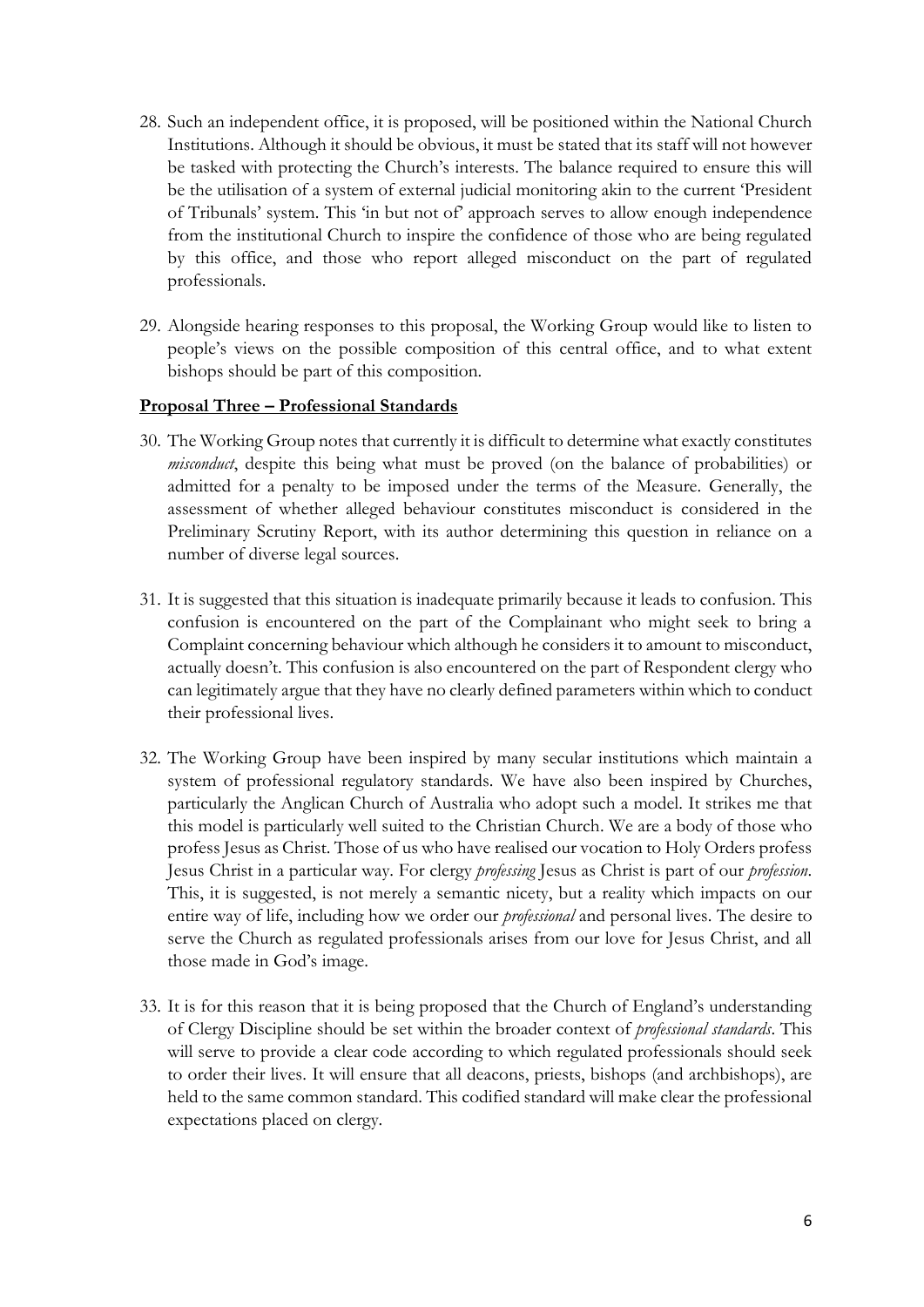28. Such an independent office, it is proposed, will be positioned within the National Church Institutions. Although it should be obvious, it must be stated that its staff will not however be tasked with protecting the Church's interests. The balance required to ensure this will be the utilisation of a system of external judicial monitoring akin to the current 'President of Tribunals' system. This 'in but not of' approach serves to allow enough independence from the institutional Church to inspire the confidence of those who are being regulated by this office, and those who report alleged misconduct on the part of regulated professionals.

29. Alongside hearing responses to this proposal, the Working Group would like to listen to people's views on the possible composition of this central office, and to what extent bishops should be part of this composition.

**Proposal Three – Professional Standards**

30. The Working Group notes that currently it is difficult to determine what exactly constitutes *misconduct*, despite this being what must be proved (on the balance of probabilities) or admitted for a penalty to be imposed under the terms of the Measure. Generally, the assessment of whether alleged behaviour constitutes misconduct is considered in the Preliminary Scrutiny Report, with its author determining this question in reliance on a number of diverse legal sources.

31. It is suggested that this situation is inadequate primarily because it leads to confusion. This confusion is encountered on the part of the Complainant who might seek to bring a Complaint concerning behaviour which although he considers it to amount to misconduct, actually doesn't. This confusion is also encountered on the part of Respondent clergy who can legitimately argue that they have no clearly defined parameters within which to conduct their professional lives.

32. The Working Group have been inspired by many secular institutions which maintain a system of professional regulatory standards. We have also been inspired by Churches, particularly the Anglican Church of Australia who adopt such a model. It strikes me that this model is particularly well suited to the Christian Church. We are a body of those who profess Jesus as Christ. Those of us who have realised our vocation to Holy Orders profess Jesus Christ in a particular way. For clergy *professing* Jesus as Christ is part of our *profession*. This, it is suggested, is not merely a semantic nicety, but a reality which impacts on our entire way of life, including how we order our *professional* and personal lives. The desire to serve the Church as regulated professionals arises from our love for Jesus Christ, and all those made in God's image.

33. It is for this reason that it is being proposed that the Church of England's understanding of Clergy Discipline should be set within the broader context of *professional standards*. This will serve to provide a clear code according to which regulated professionals should seek to order their lives. It will ensure that all deacons, priests, bishops (and archbishops), are held to the same common standard. This codified standard will make clear the professional expectations placed on clergy.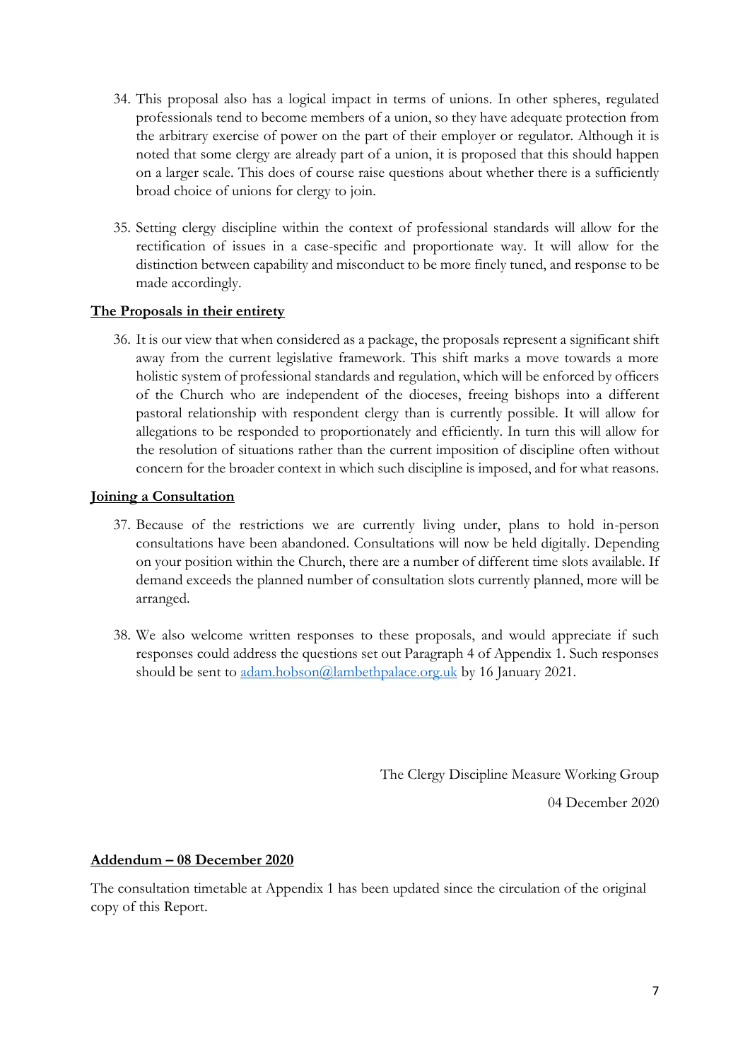34. This proposal also has a logical impact in terms of unions. In other spheres, regulated professionals tend to become members of a union, so they have adequate protection from the arbitrary exercise of power on the part of their employer or regulator. Although it is noted that some clergy are already part of a union, it is proposed that this should happen on a larger scale. This does of course raise questions about whether there is a sufficiently broad choice of unions for clergy to join.

35. Setting clergy discipline within the context of professional standards will allow for the rectification of issues in a case-specific and proportionate way. It will allow for the distinction between capability and misconduct to be more finely tuned, and response to be made accordingly.

**The Proposals in their entirety**

36. It is our view that when considered as a package, the proposals represent a significant shift away from the current legislative framework. This shift marks a move towards a more holistic system of professional standards and regulation, which will be enforced by officers of the Church who are independent of the dioceses, freeing bishops into a different pastoral relationship with respondent clergy than is currently possible. It will allow for allegations to be responded to proportionately and efficiently. In turn this will allow for the resolution of situations rather than the current imposition of discipline often without concern for the broader context in which such discipline is imposed, and for what reasons.

**Joining a Consultation**

37. Because of the restrictions we are currently living under, plans to hold in-person consultations have been abandoned. Consultations will now be held digitally. Depending on your position within the Church, there are a number of different time slots available. If demand exceeds the planned number of consultation slots currently planned, more will be arranged.

38. We also welcome written responses to these proposals, and would appreciate if such responses could address the questions set out Paragraph 4 of Appendix 1. Such responses should be sent to adam.hobson@lambethpalace.org.uk by 16 January 2021.

The Clergy Discipline Measure Working Group

04 December 2020

**Addendum – 08 December 2020**

The consultation timetable at Appendix 1 has been updated since the circulation of the original copy of this Report.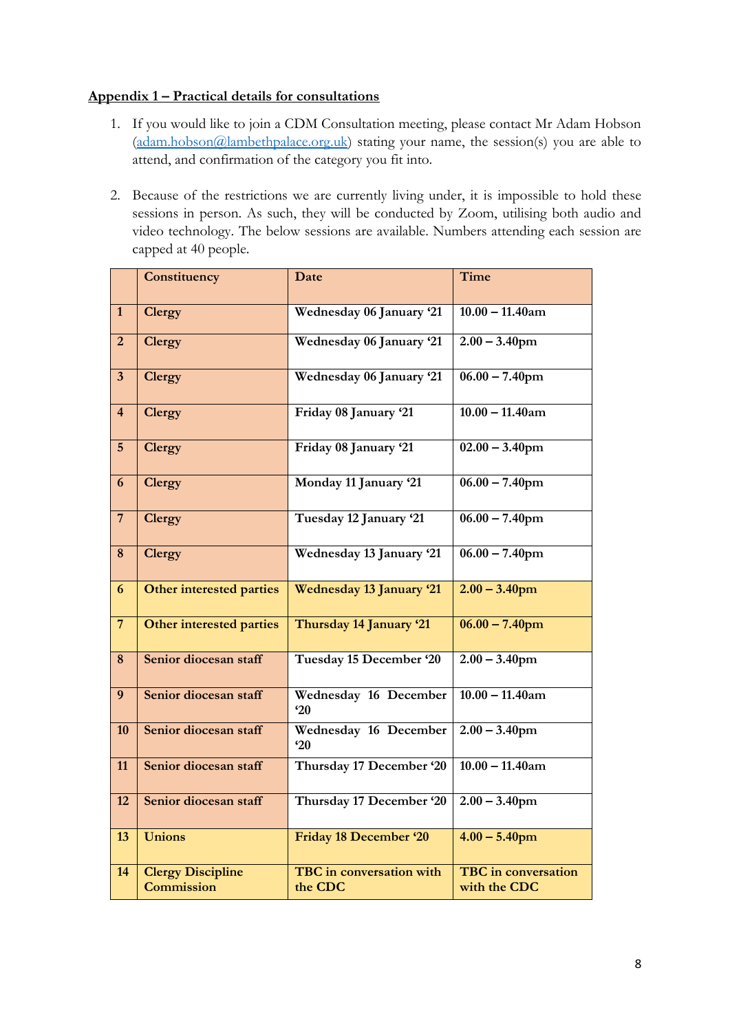**Appendix 1 – Practical details for consultations**

1. If you would like to join a CDM Consultation meeting, please contact Mr Adam Hobson (adam.hobson@lambethpalace.org.uk) stating your name, the session(s) you are able to attend, and confirmation of the category you fit into.

2. Because of the restrictions we are currently living under, it is impossible to hold these sessions in person. As such, they will be conducted by Zoom, utilising both audio and video technology. The below sessions are available. Numbers attending each session are capped at 40 people.

| | **Constituency** | **Date** | **Time** |
|---|---|---|---|
| **1** | **Clergy** | **Wednesday 06 January '21** | **10.00 – 11.40am** |
| **2** | **Clergy** | **Wednesday 06 January '21** | **2.00 – 3.40pm** |
| **3** | **Clergy** | **Wednesday 06 January '21** | **06.00 – 7.40pm** |
| **4** | **Clergy** | **Friday 08 January '21** | **10.00 – 11.40am** |
| **5** | **Clergy** | **Friday 08 January '21** | **02.00 – 3.40pm** |
| **6** | **Clergy** | **Monday 11 January '21** | **06.00 – 7.40pm** |
| **7** | **Clergy** | **Tuesday 12 January '21** | **06.00 – 7.40pm** |
| **8** | **Clergy** | **Wednesday 13 January '21** | **06.00 – 7.40pm** |
| **6** | **Other interested parties** | **Wednesday 13 January '21** | **2.00 – 3.40pm** |
| **7** | **Other interested parties** | **Thursday 14 January '21** | **06.00 – 7.40pm** |
| **8** | **Senior diocesan staff** | **Tuesday 15 December '20** | **2.00 – 3.40pm** |
| **9** | **Senior diocesan staff** | **Wednesday 16 December '20** | **10.00 – 11.40am** |
| **10** | **Senior diocesan staff** | **Wednesday 16 December '20** | **2.00 – 3.40pm** |
| **11** | **Senior diocesan staff** | **Thursday 17 December '20** | **10.00 – 11.40am** |
| **12** | **Senior diocesan staff** | **Thursday 17 December '20** | **2.00 – 3.40pm** |
| **13** | **Unions** | **Friday 18 December '20** | **4.00 – 5.40pm** |
| **14** | **Clergy Discipline Commission** | **TBC in conversation with the CDC** | **TBC in conversation with the CDC** |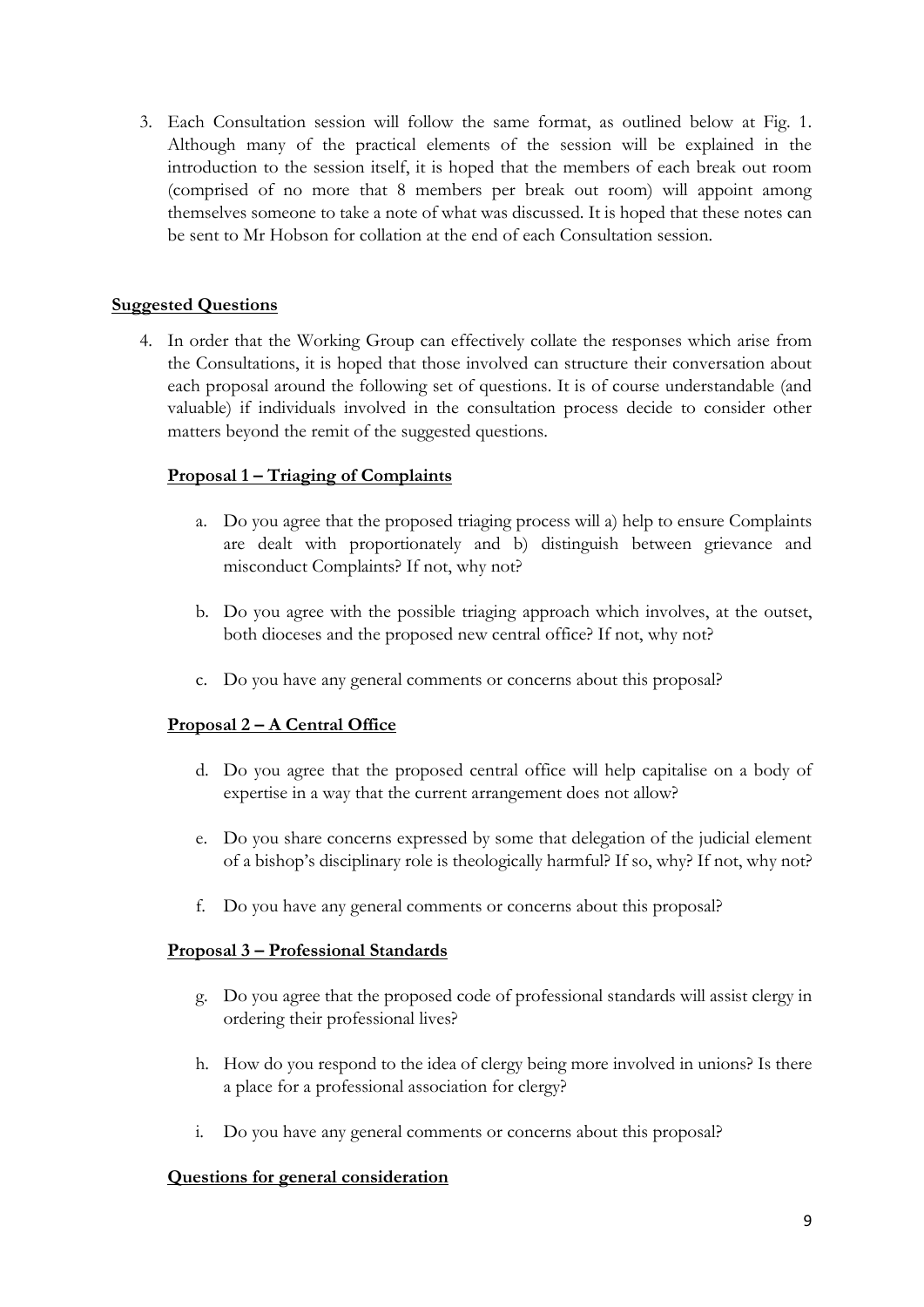3. Each Consultation session will follow the same format, as outlined below at Fig. 1. Although many of the practical elements of the session will be explained in the introduction to the session itself, it is hoped that the members of each break out room (comprised of no more that 8 members per break out room) will appoint among themselves someone to take a note of what was discussed. It is hoped that these notes can be sent to Mr Hobson for collation at the end of each Consultation session.

**Suggested Questions**

4. In order that the Working Group can effectively collate the responses which arise from the Consultations, it is hoped that those involved can structure their conversation about each proposal around the following set of questions. It is of course understandable (and valuable) if individuals involved in the consultation process decide to consider other matters beyond the remit of the suggested questions.

**Proposal 1 – Triaging of Complaints**

a. Do you agree that the proposed triaging process will a) help to ensure Complaints are dealt with proportionately and b) distinguish between grievance and misconduct Complaints? If not, why not?

b. Do you agree with the possible triaging approach which involves, at the outset, both dioceses and the proposed new central office? If not, why not?

c. Do you have any general comments or concerns about this proposal?

**Proposal 2 – A Central Office**

d. Do you agree that the proposed central office will help capitalise on a body of expertise in a way that the current arrangement does not allow?

e. Do you share concerns expressed by some that delegation of the judicial element of a bishop's disciplinary role is theologically harmful? If so, why? If not, why not?

f. Do you have any general comments or concerns about this proposal?

**Proposal 3 – Professional Standards**

g. Do you agree that the proposed code of professional standards will assist clergy in ordering their professional lives?

h. How do you respond to the idea of clergy being more involved in unions? Is there a place for a professional association for clergy?

i. Do you have any general comments or concerns about this proposal?

**Questions for general consideration**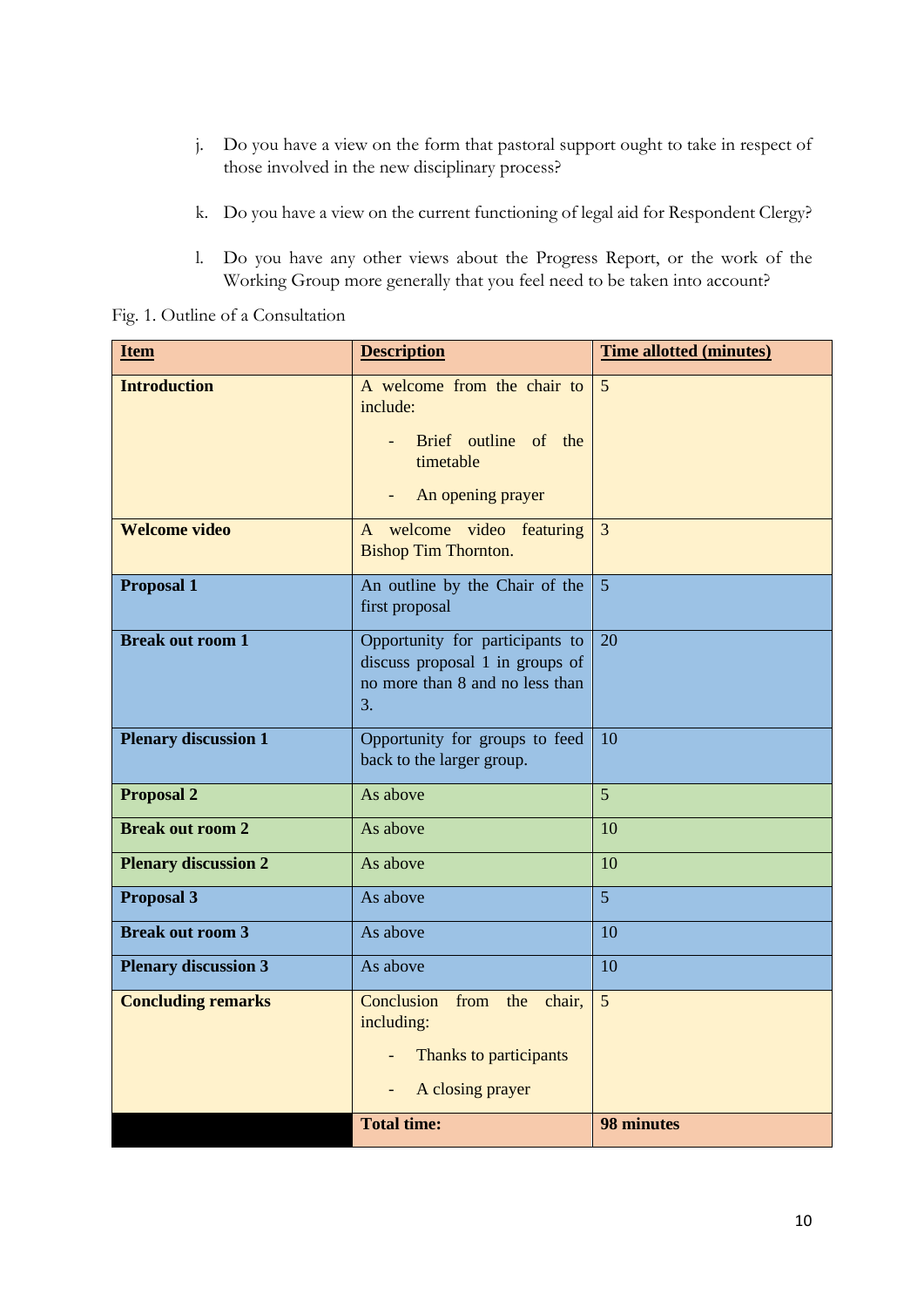j. Do you have a view on the form that pastoral support ought to take in respect of those involved in the new disciplinary process?

k. Do you have a view on the current functioning of legal aid for Respondent Clergy?

l. Do you have any other views about the Progress Report, or the work of the Working Group more generally that you feel need to be taken into account?

Fig. 1. Outline of a Consultation

| **Item** | **Description** | **Time allotted (minutes)** |
|---|---|---|
| **Introduction** | A welcome from the chair to include:<br>- Brief outline of the timetable<br>- An opening prayer | 5 |
| **Welcome video** | A welcome video featuring Bishop Tim Thornton. | 3 |
| **Proposal 1** | An outline by the Chair of the first proposal | 5 |
| **Break out room 1** | Opportunity for participants to discuss proposal 1 in groups of no more than 8 and no less than 3. | 20 |
| **Plenary discussion 1** | Opportunity for groups to feed back to the larger group. | 10 |
| **Proposal 2** | As above | 5 |
| **Break out room 2** | As above | 10 |
| **Plenary discussion 2** | As above | 10 |
| **Proposal 3** | As above | 5 |
| **Break out room 3** | As above | 10 |
| **Plenary discussion 3** | As above | 10 |
| **Concluding remarks** | Conclusion from the chair, including:<br>- Thanks to participants<br>- A closing prayer | 5 |
| | **Total time:** | **98 minutes** |